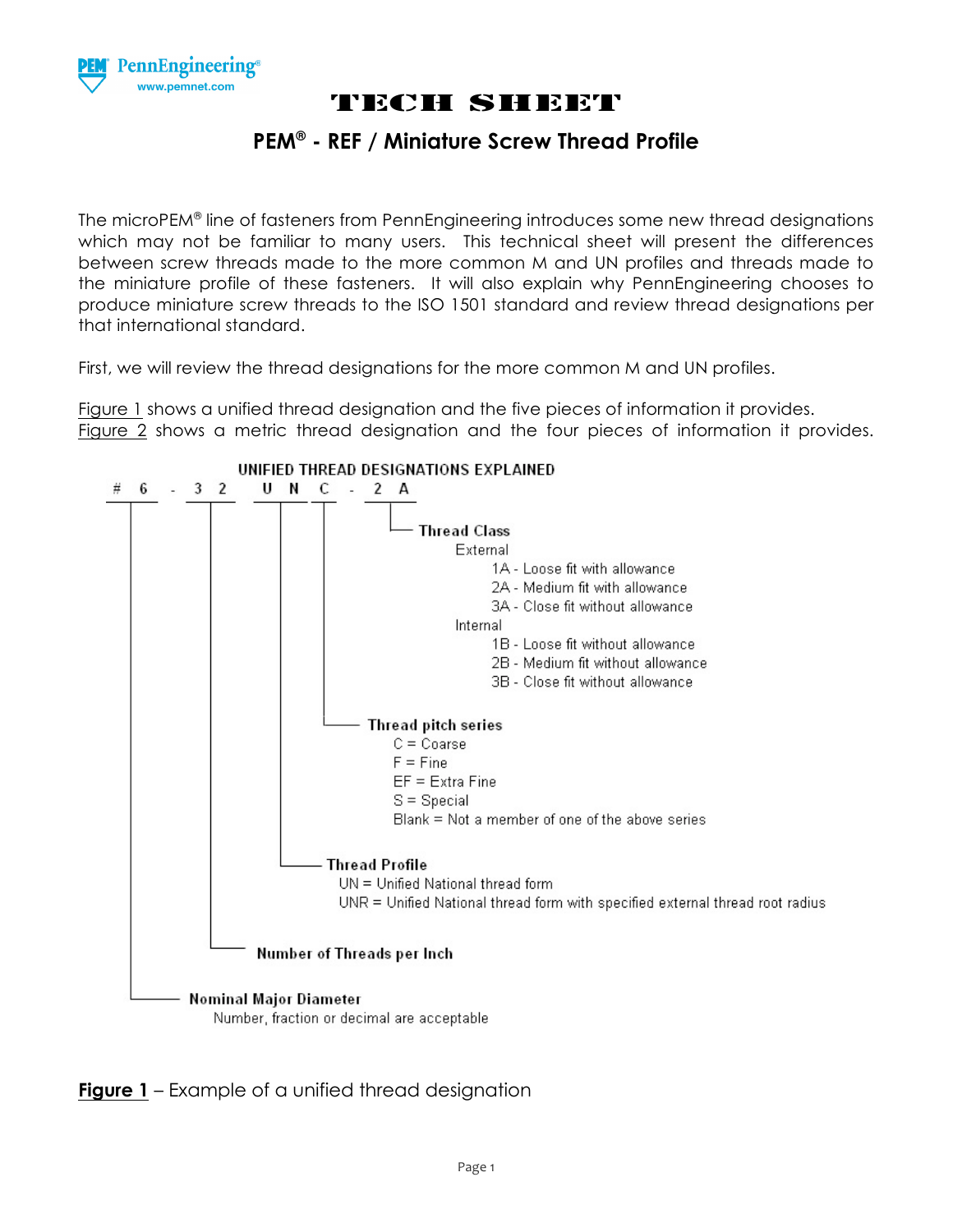PennEngineering
www.pemnet.com

# TECH SHEET

## PEM® - REF / Miniature Screw Thread Profile

The microPEM® line of fasteners from PennEngineering introduces some new thread designations which may not be familiar to many users. This technical sheet will present the differences between screw threads made to the more common M and UN profiles and threads made to the miniature profile of these fasteners. It will also explain why PennEngineering chooses to produce miniature screw threads to the ISO 1501 standard and review thread designations per that international standard.

First, we will review the thread designations for the more common M and UN profiles.

Figure 1 shows a unified thread designation and the five pieces of information it provides. Figure 2 shows a metric thread designation and the four pieces of information it provides.

**UNIFIED THREAD DESIGNATIONS EXPLAINED**

```
# 6 - 3 2   U N C - 2 A
```

- **Thread Class**
  - External
    - 1A - Loose fit with allowance
    - 2A - Medium fit with allowance
    - 3A - Close fit without allowance
  - Internal
    - 1B - Loose fit without allowance
    - 2B - Medium fit without allowance
    - 3B - Close fit without allowance
- **Thread pitch series**
  - C = Coarse
  - F = Fine
  - EF = Extra Fine
  - S = Special
  - Blank = Not a member of one of the above series
- **Thread Profile**
  - UN = Unified National thread form
  - UNR = Unified National thread form with specified external thread root radius
- **Number of Threads per Inch**
- **Nominal Major Diameter**
  - Number, fraction or decimal are acceptable

**Figure 1** – Example of a unified thread designation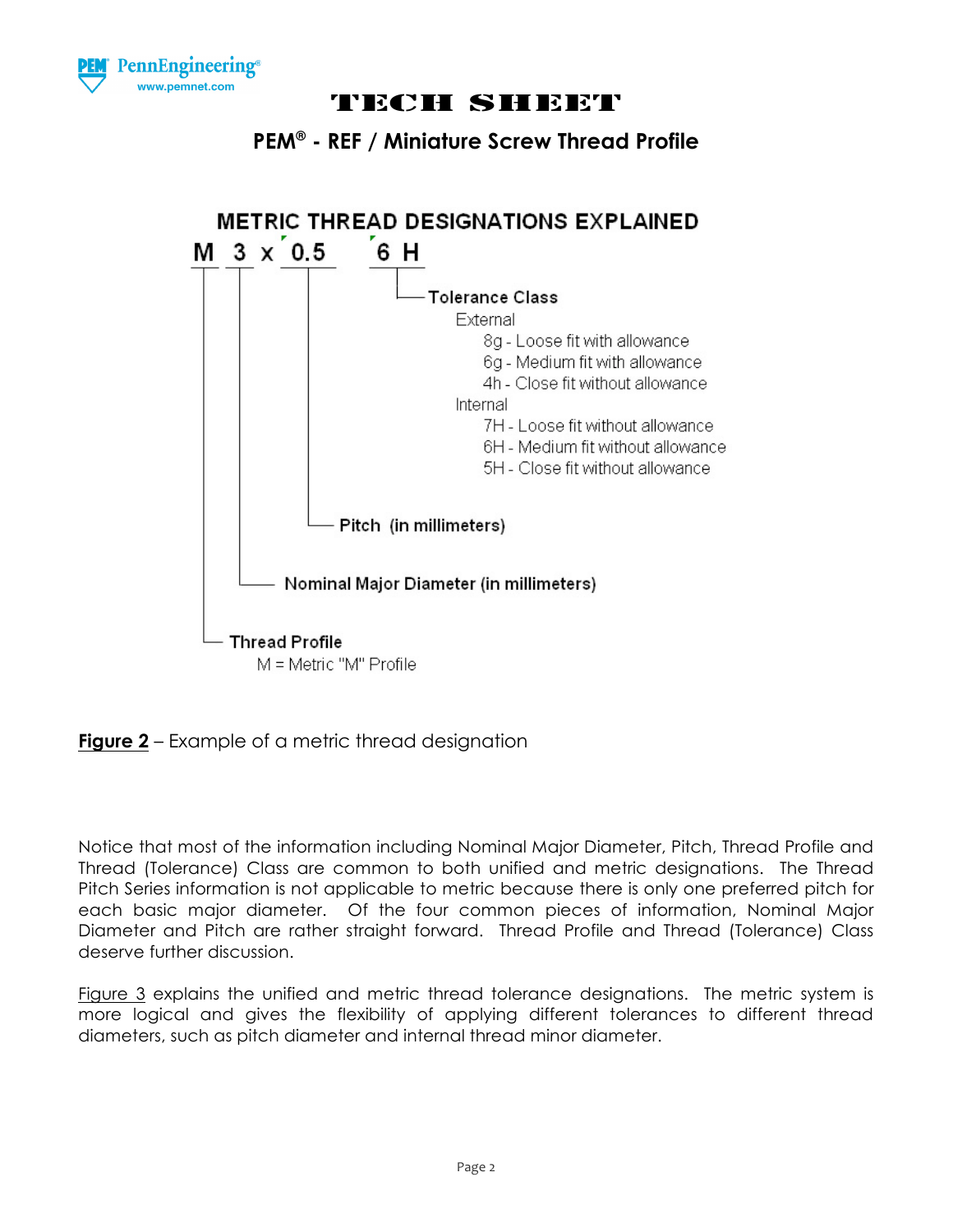# TECH SHEET

## PEM® - REF / Miniature Screw Thread Profile

### METRIC THREAD DESIGNATIONS EXPLAINED

**M 3 x 0.5 6 H**

- **Tolerance Class** (6 H)
  - External
    - 8g - Loose fit with allowance
    - 6g - Medium fit with allowance
    - 4h - Close fit without allowance
  - Internal
    - 7H - Loose fit without allowance
    - 6H - Medium fit without allowance
    - 5H - Close fit without allowance
- **Pitch (in millimeters)** (0.5)
- **Nominal Major Diameter (in millimeters)** (3)
- **Thread Profile** (M)
  - M = Metric "M" Profile

**Figure 2** – Example of a metric thread designation

Notice that most of the information including Nominal Major Diameter, Pitch, Thread Profile and Thread (Tolerance) Class are common to both unified and metric designations. The Thread Pitch Series information is not applicable to metric because there is only one preferred pitch for each basic major diameter. Of the four common pieces of information, Nominal Major Diameter and Pitch are rather straight forward. Thread Profile and Thread (Tolerance) Class deserve further discussion.

Figure 3 explains the unified and metric thread tolerance designations. The metric system is more logical and gives the flexibility of applying different tolerances to different thread diameters, such as pitch diameter and internal thread minor diameter.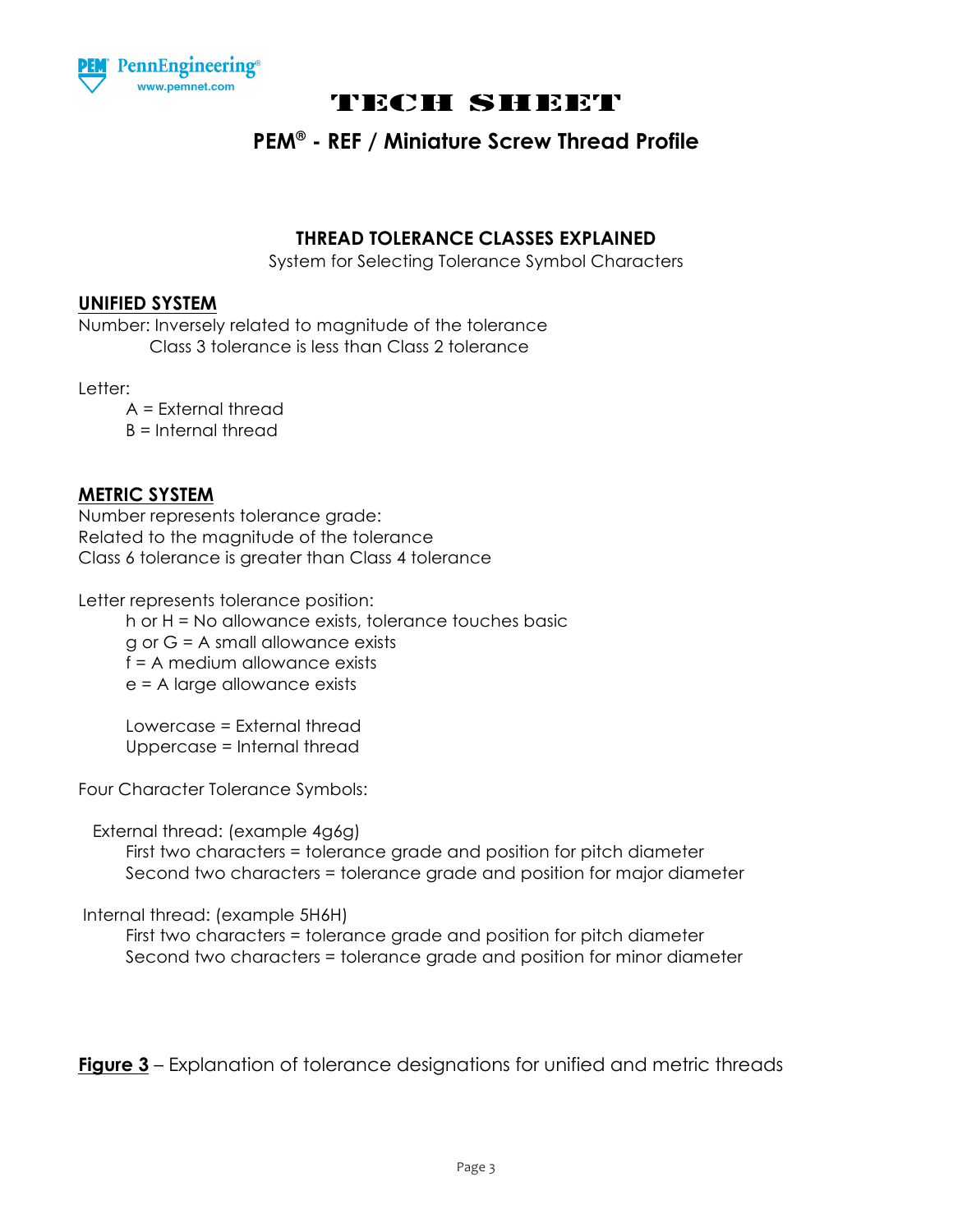# TECH SHEET

## PEM® - REF / Miniature Screw Thread Profile

### THREAD TOLERANCE CLASSES EXPLAINED

System for Selecting Tolerance Symbol Characters

**UNIFIED SYSTEM**

Number: Inversely related to magnitude of the tolerance
Class 3 tolerance is less than Class 2 tolerance

Letter:
- A = External thread
- B = Internal thread

**METRIC SYSTEM**

Number represents tolerance grade:
Related to the magnitude of the tolerance
Class 6 tolerance is greater than Class 4 tolerance

Letter represents tolerance position:
- h or H = No allowance exists, tolerance touches basic
- g or G = A small allowance exists
- f = A medium allowance exists
- e = A large allowance exists

Lowercase = External thread
Uppercase = Internal thread

Four Character Tolerance Symbols:

External thread: (example 4g6g)
- First two characters = tolerance grade and position for pitch diameter
- Second two characters = tolerance grade and position for major diameter

Internal thread: (example 5H6H)
- First two characters = tolerance grade and position for pitch diameter
- Second two characters = tolerance grade and position for minor diameter

**Figure 3** – Explanation of tolerance designations for unified and metric threads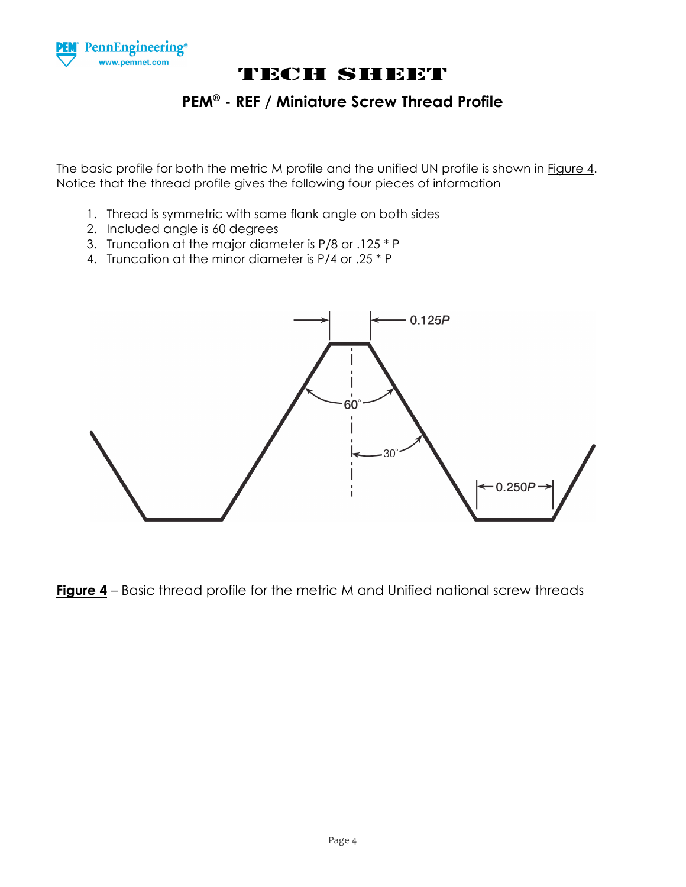# TECH SHEET

## PEM® - REF / Miniature Screw Thread Profile

The basic profile for both the metric M profile and the unified UN profile is shown in Figure 4. Notice that the thread profile gives the following four pieces of information

1. Thread is symmetric with same flank angle on both sides
2. Included angle is 60 degrees
3. Truncation at the major diameter is P/8 or .125 * P
4. Truncation at the minor diameter is P/4 or .25 * P

**Figure 4** – Basic thread profile for the metric M and Unified national screw threads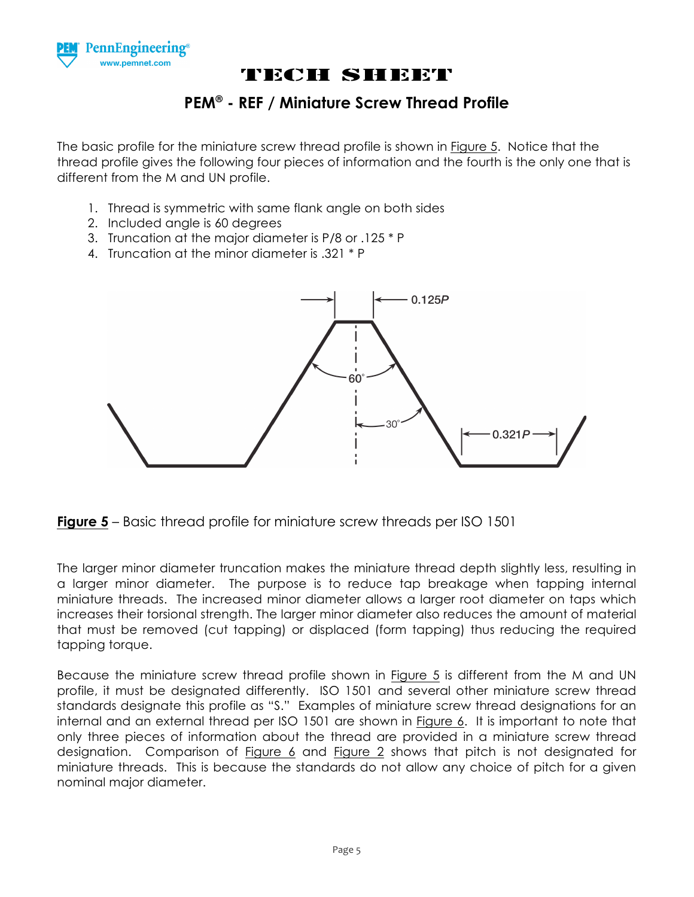# TECH SHEET

## PEM® - REF / Miniature Screw Thread Profile

The basic profile for the miniature screw thread profile is shown in Figure 5. Notice that the thread profile gives the following four pieces of information and the fourth is the only one that is different from the M and UN profile.

1. Thread is symmetric with same flank angle on both sides
2. Included angle is 60 degrees
3. Truncation at the major diameter is P/8 or .125 * P
4. Truncation at the minor diameter is .321 * P

**Figure 5** – Basic thread profile for miniature screw threads per ISO 1501

The larger minor diameter truncation makes the miniature thread depth slightly less, resulting in a larger minor diameter. The purpose is to reduce tap breakage when tapping internal miniature threads. The increased minor diameter allows a larger root diameter on taps which increases their torsional strength. The larger minor diameter also reduces the amount of material that must be removed (cut tapping) or displaced (form tapping) thus reducing the required tapping torque.

Because the miniature screw thread profile shown in Figure 5 is different from the M and UN profile, it must be designated differently. ISO 1501 and several other miniature screw thread standards designate this profile as "S." Examples of miniature screw thread designations for an internal and an external thread per ISO 1501 are shown in Figure 6. It is important to note that only three pieces of information about the thread are provided in a miniature screw thread designation. Comparison of Figure 6 and Figure 2 shows that pitch is not designated for miniature threads. This is because the standards do not allow any choice of pitch for a given nominal major diameter.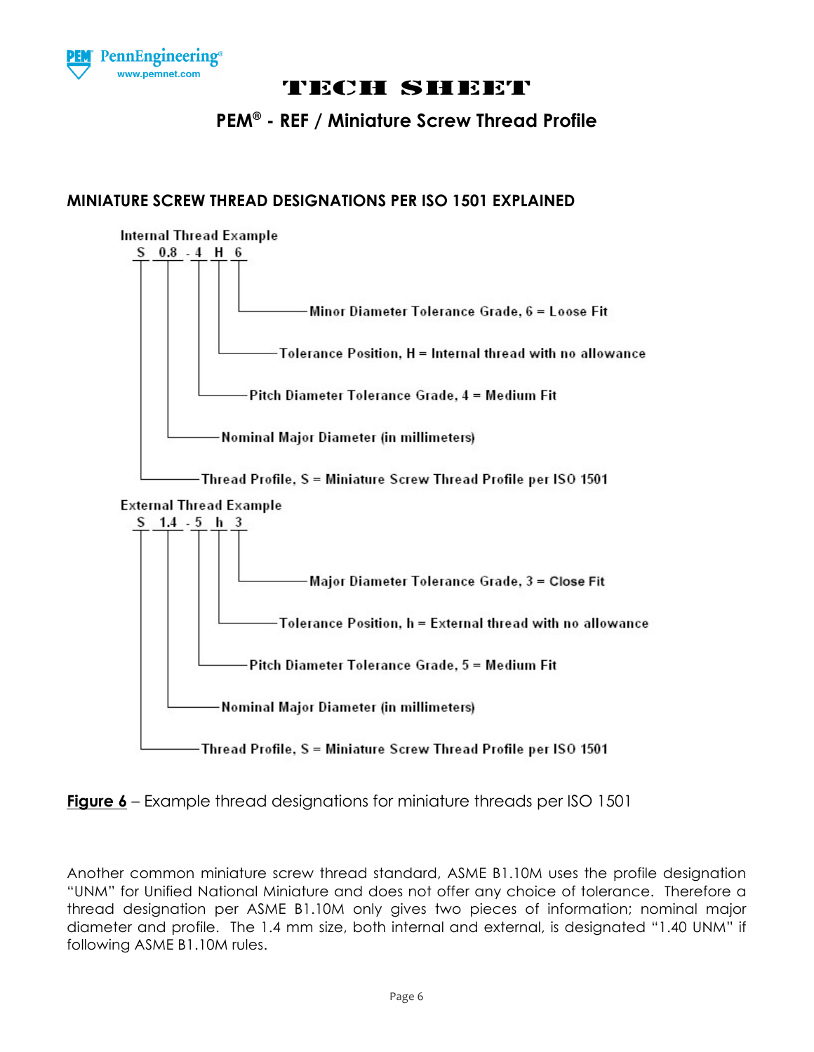# TECH SHEET

## PEM® - REF / Miniature Screw Thread Profile

### MINIATURE SCREW THREAD DESIGNATIONS PER ISO 1501 EXPLAINED

Internal Thread Example

S 0.8 - 4 H 6

- 6 — Minor Diameter Tolerance Grade, 6 = Loose Fit
- H — Tolerance Position, H = Internal thread with no allowance
- 4 — Pitch Diameter Tolerance Grade, 4 = Medium Fit
- 0.8 — Nominal Major Diameter (in millimeters)
- S — Thread Profile, S = Miniature Screw Thread Profile per ISO 1501

External Thread Example

S 1.4 - 5 h 3

- 3 — Major Diameter Tolerance Grade, 3 = Close Fit
- h — Tolerance Position, h = External thread with no allowance
- 5 — Pitch Diameter Tolerance Grade, 5 = Medium Fit
- 1.4 — Nominal Major Diameter (in millimeters)
- S — Thread Profile, S = Miniature Screw Thread Profile per ISO 1501

**Figure 6** – Example thread designations for miniature threads per ISO 1501

Another common miniature screw thread standard, ASME B1.10M uses the profile designation "UNM" for Unified National Miniature and does not offer any choice of tolerance. Therefore a thread designation per ASME B1.10M only gives two pieces of information; nominal major diameter and profile. The 1.4 mm size, both internal and external, is designated "1.40 UNM" if following ASME B1.10M rules.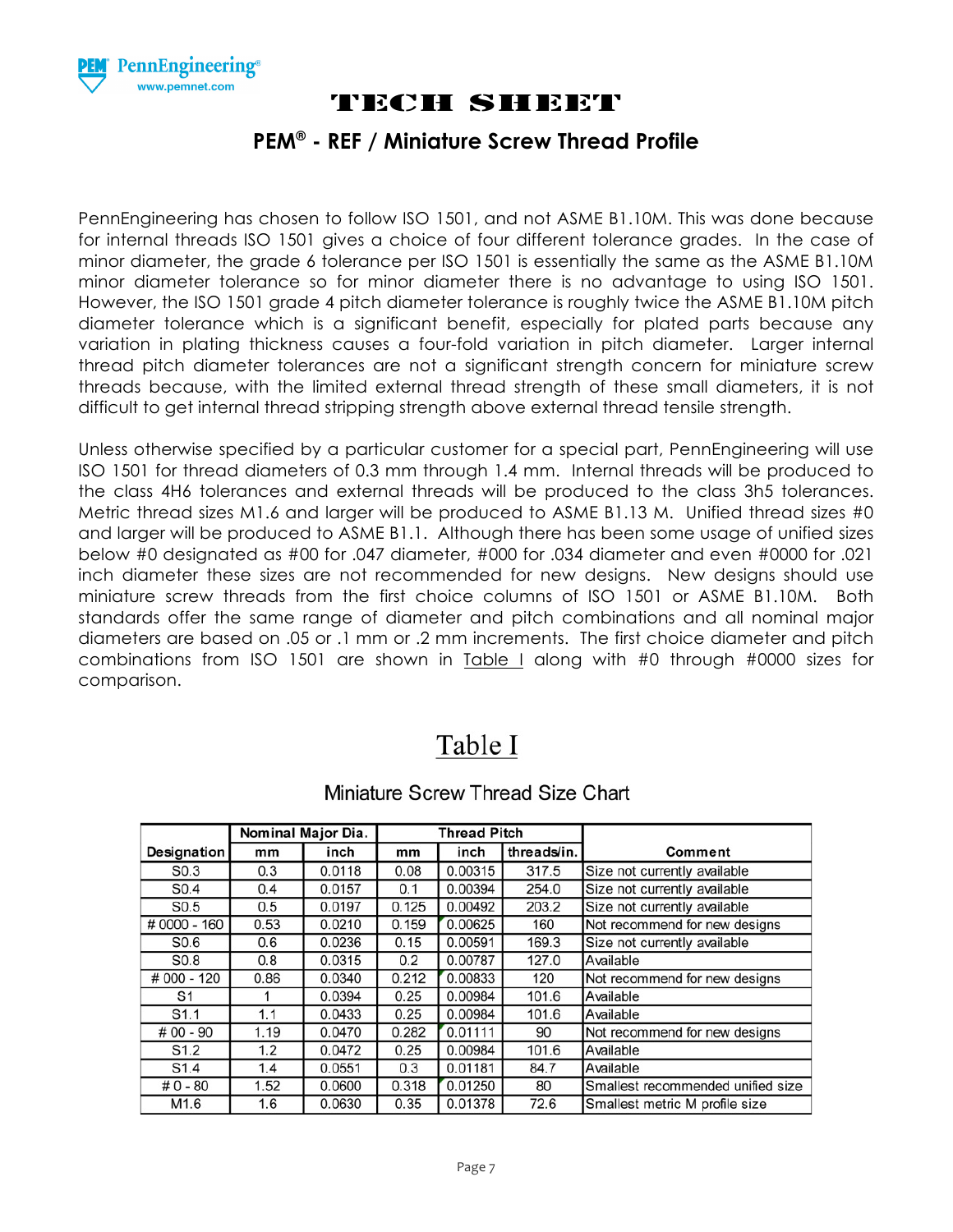# TECH SHEET

## PEM® - REF / Miniature Screw Thread Profile

PennEngineering has chosen to follow ISO 1501, and not ASME B1.10M. This was done because for internal threads ISO 1501 gives a choice of four different tolerance grades. In the case of minor diameter, the grade 6 tolerance per ISO 1501 is essentially the same as the ASME B1.10M minor diameter tolerance so for minor diameter there is no advantage to using ISO 1501. However, the ISO 1501 grade 4 pitch diameter tolerance is roughly twice the ASME B1.10M pitch diameter tolerance which is a significant benefit, especially for plated parts because any variation in plating thickness causes a four-fold variation in pitch diameter. Larger internal thread pitch diameter tolerances are not a significant strength concern for miniature screw threads because, with the limited external thread strength of these small diameters, it is not difficult to get internal thread stripping strength above external thread tensile strength.

Unless otherwise specified by a particular customer for a special part, PennEngineering will use ISO 1501 for thread diameters of 0.3 mm through 1.4 mm. Internal threads will be produced to the class 4H6 tolerances and external threads will be produced to the class 3h5 tolerances. Metric thread sizes M1.6 and larger will be produced to ASME B1.13 M. Unified thread sizes #0 and larger will be produced to ASME B1.1. Although there has been some usage of unified sizes below #0 designated as #00 for .047 diameter, #000 for .034 diameter and even #0000 for .021 inch diameter these sizes are not recommended for new designs. New designs should use miniature screw threads from the first choice columns of ISO 1501 or ASME B1.10M. Both standards offer the same range of diameter and pitch combinations and all nominal major diameters are based on .05 or .1 mm or .2 mm increments. The first choice diameter and pitch combinations from ISO 1501 are shown in Table I along with #0 through #0000 sizes for comparison.

## Table I

### Miniature Screw Thread Size Chart

| | Nominal Major Dia. | | Thread Pitch | | | |
|---|---|---|---|---|---|---|
| Designation | mm | inch | mm | inch | threads/in. | Comment |
| S0.3 | 0.3 | 0.0118 | 0.08 | 0.00315 | 317.5 | Size not currently available |
| S0.4 | 0.4 | 0.0157 | 0.1 | 0.00394 | 254.0 | Size not currently available |
| S0.5 | 0.5 | 0.0197 | 0.125 | 0.00492 | 203.2 | Size not currently available |
| # 0000 - 160 | 0.53 | 0.0210 | 0.159 | 0.00625 | 160 | Not recommend for new designs |
| S0.6 | 0.6 | 0.0236 | 0.15 | 0.00591 | 169.3 | Size not currently available |
| S0.8 | 0.8 | 0.0315 | 0.2 | 0.00787 | 127.0 | Available |
| # 000 - 120 | 0.86 | 0.0340 | 0.212 | 0.00833 | 120 | Not recommend for new designs |
| S1 | 1 | 0.0394 | 0.25 | 0.00984 | 101.6 | Available |
| S1.1 | 1.1 | 0.0433 | 0.25 | 0.00984 | 101.6 | Available |
| # 00 - 90 | 1.19 | 0.0470 | 0.282 | 0.01111 | 90 | Not recommend for new designs |
| S1.2 | 1.2 | 0.0472 | 0.25 | 0.00984 | 101.6 | Available |
| S1.4 | 1.4 | 0.0551 | 0.3 | 0.01181 | 84.7 | Available |
| # 0 - 80 | 1.52 | 0.0600 | 0.318 | 0.01250 | 80 | Smallest recommended unified size |
| M1.6 | 1.6 | 0.0630 | 0.35 | 0.01378 | 72.6 | Smallest metric M profile size |